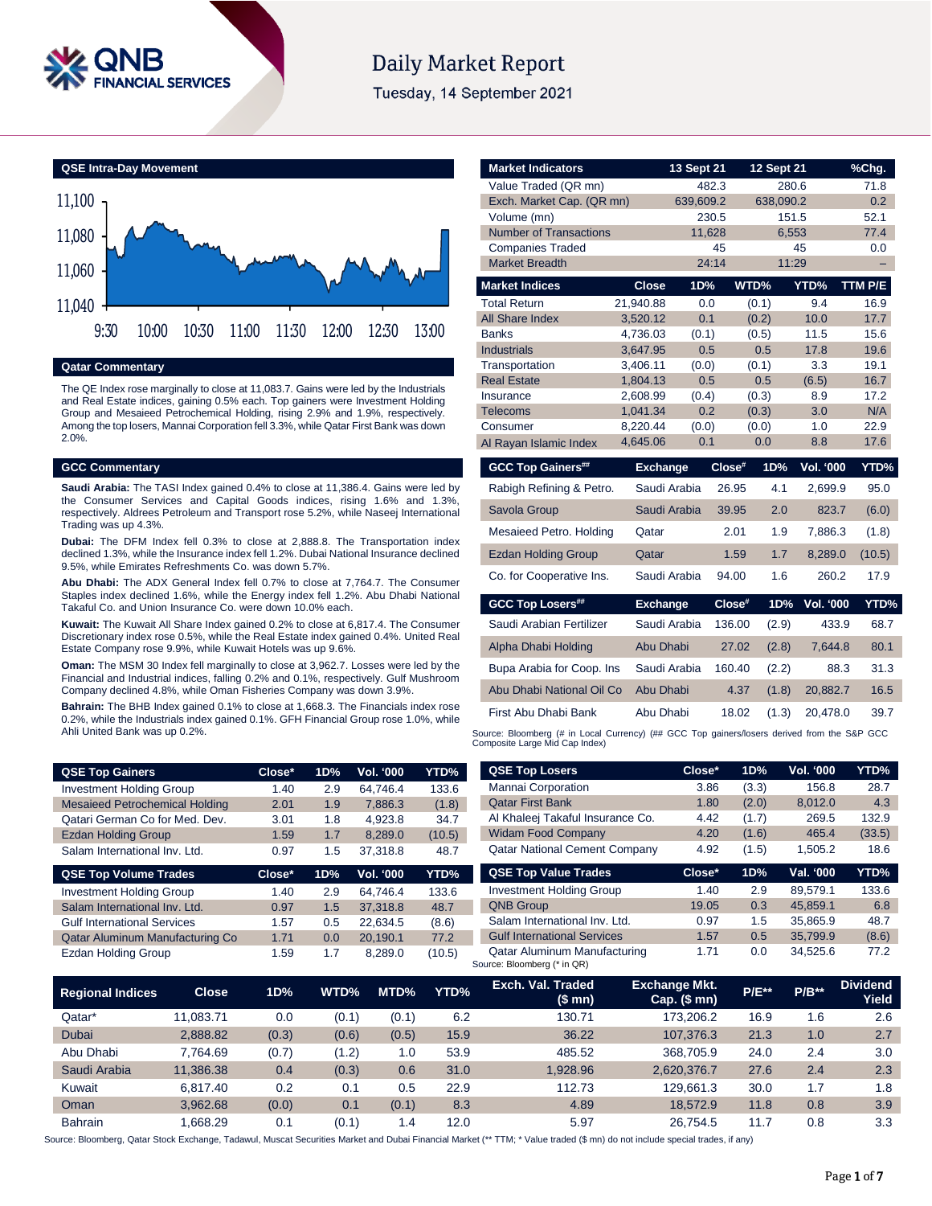# Daily Market Report

Tuesday, 14 September 2021

## QSE Intra-Day Movement

## Qatar Commentary

The QE Index rose marginally to close at 11,083.7. Gains were led by the Industrials and Real Estate indices, gaining 0.5% each. Top gainers were Investment Holding Group and Mesaieed Petrochemical Holding, rising 2.9% and 1.9%, respectively. Among the top losers, Mannai Corporation fell 3.3%, while Qatar First Bank was down 2.0%.

## GCC Commentary

**Saudi Arabia:** The TASI Index gained 0.4% to close at 11,386.4. Gains were led by the Consumer Services and Capital Goods indices, rising 1.6% and 1.3%, respectively. Aldrees Petroleum and Transport rose 5.2%, while Naseej International Trading was up 4.3%.

**Dubai:** The DFM Index fell 0.3% to close at 2,888.8. The Transportation index declined 1.3%, while the Insurance index fell 1.2%. Dubai National Insurance declined 9.5%, while Emirates Refreshments Co. was down 5.7%.

**Abu Dhabi:** The ADX General Index fell 0.7% to close at 7,764.7. The Consumer Staples index declined 1.6%, while the Energy index fell 1.2%. Abu Dhabi National Takaful Co. and Union Insurance Co. were down 10.0% each.

**Kuwait:** The Kuwait All Share Index gained 0.2% to close at 6,817.4. The Consumer Discretionary index rose 0.5%, while the Real Estate index gained 0.4%. United Real Estate Company rose 9.9%, while Kuwait Hotels was up 9.6%.

**Oman:** The MSM 30 Index fell marginally to close at 3,962.7. Losses were led by the Financial and Industrial indices, falling 0.2% and 0.1%, respectively. Gulf Mushroom Company declined 4.8%, while Oman Fisheries Company was down 3.9%.

**Bahrain:** The BHB Index gained 0.1% to close at 1,668.3. The Financials index rose 0.2%, while the Industrials index gained 0.1%. GFH Financial Group rose 1.0%, while Ahli United Bank was up 0.2%.

| Market Indicators | 13 Sept 21 | 12 Sept 21 | %Chg. |
|---|---|---|---|
| Value Traded (QR mn) | 482.3 | 280.6 | 71.8 |
| Exch. Market Cap. (QR mn) | 639,609.2 | 638,090.2 | 0.2 |
| Volume (mn) | 230.5 | 151.5 | 52.1 |
| Number of Transactions | 11,628 | 6,553 | 77.4 |
| Companies Traded | 45 | 45 | 0.0 |
| Market Breadth | 24:14 | 11:29 | – |

| Market Indices | Close | 1D% | WTD% | YTD% | TTM P/E |
|---|---|---|---|---|---|
| Total Return | 21,940.88 | 0.0 | (0.1) | 9.4 | 16.9 |
| All Share Index | 3,520.12 | 0.1 | (0.2) | 10.0 | 17.7 |
| Banks | 4,736.03 | (0.1) | (0.5) | 11.5 | 15.6 |
| Industrials | 3,647.95 | 0.5 | 0.5 | 17.8 | 19.6 |
| Transportation | 3,406.11 | (0.0) | (0.1) | 3.3 | 19.1 |
| Real Estate | 1,804.13 | 0.5 | 0.5 | (6.5) | 16.7 |
| Insurance | 2,608.99 | (0.4) | (0.3) | 8.9 | 17.2 |
| Telecoms | 1,041.34 | 0.2 | (0.3) | 3.0 | N/A |
| Consumer | 8,220.44 | (0.0) | (0.0) | 1.0 | 22.9 |
| Al Rayan Islamic Index | 4,645.06 | 0.1 | 0.0 | 8.8 | 17.6 |

| GCC Top Gainers## | Exchange | Close# | 1D% | Vol. '000 | YTD% |
|---|---|---|---|---|---|
| Rabigh Refining & Petro. | Saudi Arabia | 26.95 | 4.1 | 2,699.9 | 95.0 |
| Savola Group | Saudi Arabia | 39.95 | 2.0 | 823.7 | (6.0) |
| Mesaieed Petro. Holding | Qatar | 2.01 | 1.9 | 7,886.3 | (1.8) |
| Ezdan Holding Group | Qatar | 1.59 | 1.7 | 8,289.0 | (10.5) |
| Co. for Cooperative Ins. | Saudi Arabia | 94.00 | 1.6 | 260.2 | 17.9 |

| GCC Top Losers## | Exchange | Close# | 1D% | Vol. '000 | YTD% |
|---|---|---|---|---|---|
| Saudi Arabian Fertilizer | Saudi Arabia | 136.00 | (2.9) | 433.9 | 68.7 |
| Alpha Dhabi Holding | Abu Dhabi | 27.02 | (2.8) | 7,644.8 | 80.1 |
| Bupa Arabia for Coop. Ins | Saudi Arabia | 160.40 | (2.2) | 88.3 | 31.3 |
| Abu Dhabi National Oil Co | Abu Dhabi | 4.37 | (1.8) | 20,882.7 | 16.5 |
| First Abu Dhabi Bank | Abu Dhabi | 18.02 | (1.3) | 20,478.0 | 39.7 |

Source: Bloomberg (# in Local Currency) (## GCC Top gainers/losers derived from the S&P GCC Composite Large Mid Cap Index)

| QSE Top Gainers | Close* | 1D% | Vol. '000 | YTD% |
|---|---|---|---|---|
| Investment Holding Group | 1.40 | 2.9 | 64,746.4 | 133.6 |
| Mesaieed Petrochemical Holding | 2.01 | 1.9 | 7,886.3 | (1.8) |
| Qatari German Co for Med. Dev. | 3.01 | 1.8 | 4,923.8 | 34.7 |
| Ezdan Holding Group | 1.59 | 1.7 | 8,289.0 | (10.5) |
| Salam International Inv. Ltd. | 0.97 | 1.5 | 37,318.8 | 48.7 |

| QSE Top Volume Trades | Close* | 1D% | Vol. '000 | YTD% |
|---|---|---|---|---|
| Investment Holding Group | 1.40 | 2.9 | 64,746.4 | 133.6 |
| Salam International Inv. Ltd. | 0.97 | 1.5 | 37,318.8 | 48.7 |
| Gulf International Services | 1.57 | 0.5 | 22,634.5 | (8.6) |
| Qatar Aluminum Manufacturing Co | 1.71 | 0.0 | 20,190.1 | 77.2 |
| Ezdan Holding Group | 1.59 | 1.7 | 8,289.0 | (10.5) |

| QSE Top Losers | Close* | 1D% | Vol. '000 | YTD% |
|---|---|---|---|---|
| Mannai Corporation | 3.86 | (3.3) | 156.8 | 28.7 |
| Qatar First Bank | 1.80 | (2.0) | 8,012.0 | 4.3 |
| Al Khaleej Takaful Insurance Co. | 4.42 | (1.7) | 269.5 | 132.9 |
| Widam Food Company | 4.20 | (1.6) | 465.4 | (33.5) |
| Qatar National Cement Company | 4.92 | (1.5) | 1,505.2 | 18.6 |

| QSE Top Value Trades | Close* | 1D% | Val. '000 | YTD% |
|---|---|---|---|---|
| Investment Holding Group | 1.40 | 2.9 | 89,579.1 | 133.6 |
| QNB Group | 19.05 | 0.3 | 45,859.1 | 6.8 |
| Salam International Inv. Ltd. | 0.97 | 1.5 | 35,865.9 | 48.7 |
| Gulf International Services | 1.57 | 0.5 | 35,799.9 | (8.6) |
| Qatar Aluminum Manufacturing | 1.71 | 0.0 | 34,525.6 | 77.2 |

Source: Bloomberg (* in QR)

| Regional Indices | Close | 1D% | WTD% | MTD% | YTD% | Exch. Val. Traded ($ mn) | Exchange Mkt. Cap. ($ mn) | P/E** | P/B** | Dividend Yield |
|---|---|---|---|---|---|---|---|---|---|---|
| Qatar* | 11,083.71 | 0.0 | (0.1) | (0.1) | 6.2 | 130.71 | 173,206.2 | 16.9 | 1.6 | 2.6 |
| Dubai | 2,888.82 | (0.3) | (0.6) | (0.5) | 15.9 | 36.22 | 107,376.3 | 21.3 | 1.0 | 2.7 |
| Abu Dhabi | 7,764.69 | (0.7) | (1.2) | 1.0 | 53.9 | 485.52 | 368,705.9 | 24.0 | 2.4 | 3.0 |
| Saudi Arabia | 11,386.38 | 0.4 | (0.3) | 0.6 | 31.0 | 1,928.96 | 2,620,376.7 | 27.6 | 2.4 | 2.3 |
| Kuwait | 6,817.40 | 0.2 | 0.1 | 0.5 | 22.9 | 112.73 | 129,661.3 | 30.0 | 1.7 | 1.8 |
| Oman | 3,962.68 | (0.0) | 0.1 | (0.1) | 8.3 | 4.89 | 18,572.9 | 11.8 | 0.8 | 3.9 |
| Bahrain | 1,668.29 | 0.1 | (0.1) | 1.4 | 12.0 | 5.97 | 26,754.5 | 11.7 | 0.8 | 3.3 |

Source: Bloomberg, Qatar Stock Exchange, Tadawul, Muscat Securities Market and Dubai Financial Market (** TTM; * Value traded ($ mn) do not include special trades, if any)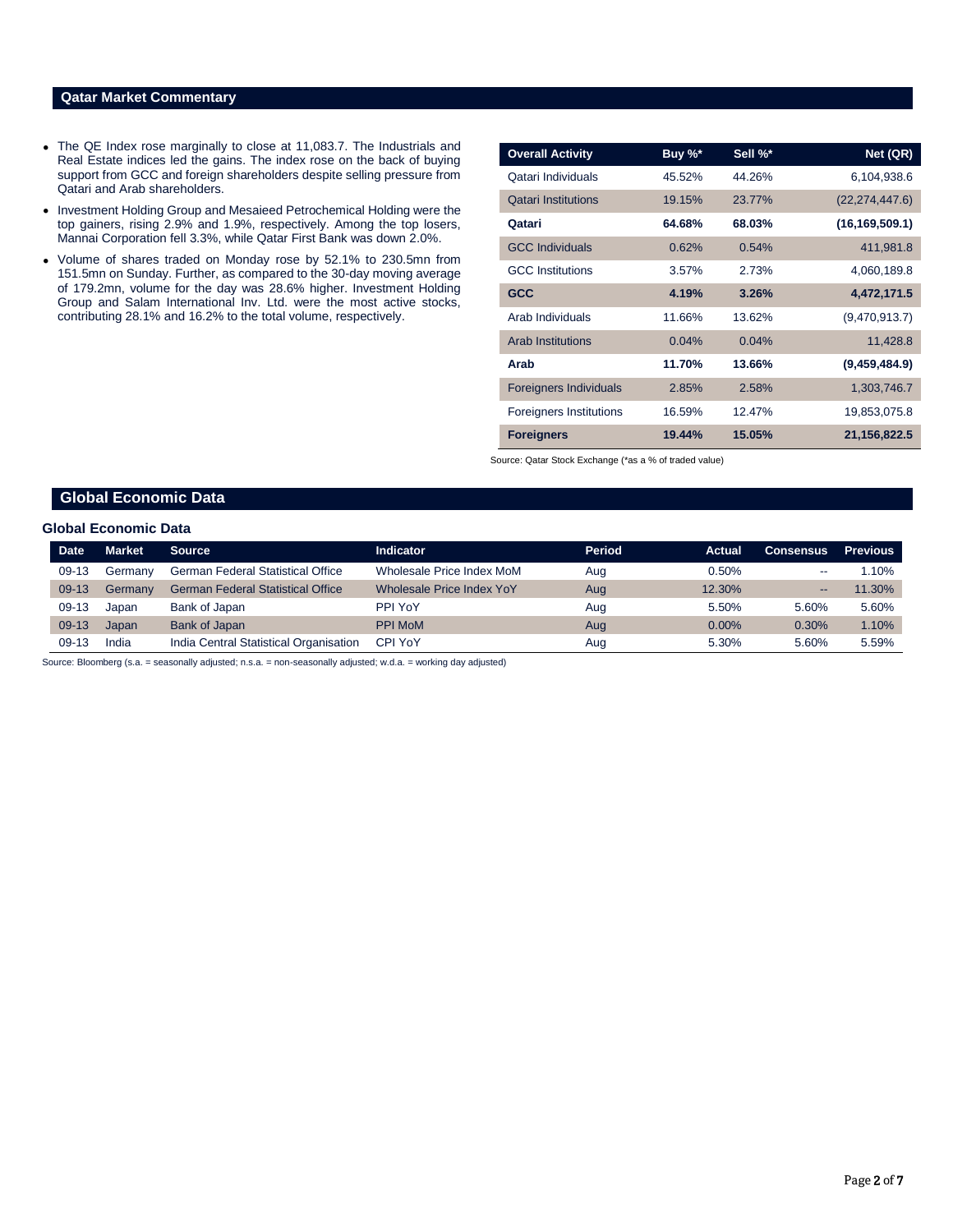## Qatar Market Commentary

- The QE Index rose marginally to close at 11,083.7. The Industrials and Real Estate indices led the gains. The index rose on the back of buying support from GCC and foreign shareholders despite selling pressure from Qatari and Arab shareholders.
- Investment Holding Group and Mesaieed Petrochemical Holding were the top gainers, rising 2.9% and 1.9%, respectively. Among the top losers, Mannai Corporation fell 3.3%, while Qatar First Bank was down 2.0%.
- Volume of shares traded on Monday rose by 52.1% to 230.5mn from 151.5mn on Sunday. Further, as compared to the 30-day moving average of 179.2mn, volume for the day was 28.6% higher. Investment Holding Group and Salam International Inv. Ltd. were the most active stocks, contributing 28.1% and 16.2% to the total volume, respectively.

| Overall Activity | Buy %* | Sell %* | Net (QR) |
|---|---|---|---|
| Qatari Individuals | 45.52% | 44.26% | 6,104,938.6 |
| Qatari Institutions | 19.15% | 23.77% | (22,274,447.6) |
| **Qatari** | **64.68%** | **68.03%** | **(16,169,509.1)** |
| GCC Individuals | 0.62% | 0.54% | 411,981.8 |
| GCC Institutions | 3.57% | 2.73% | 4,060,189.8 |
| **GCC** | **4.19%** | **3.26%** | **4,472,171.5** |
| Arab Individuals | 11.66% | 13.62% | (9,470,913.7) |
| Arab Institutions | 0.04% | 0.04% | 11,428.8 |
| **Arab** | **11.70%** | **13.66%** | **(9,459,484.9)** |
| Foreigners Individuals | 2.85% | 2.58% | 1,303,746.7 |
| Foreigners Institutions | 16.59% | 12.47% | 19,853,075.8 |
| **Foreigners** | **19.44%** | **15.05%** | **21,156,822.5** |

Source: Qatar Stock Exchange (*as a % of traded value)

## Global Economic Data

### Global Economic Data

| Date | Market | Source | Indicator | Period | Actual | Consensus | Previous |
|---|---|---|---|---|---|---|---|
| 09-13 | Germany | German Federal Statistical Office | Wholesale Price Index MoM | Aug | 0.50% | -- | 1.10% |
| 09-13 | Germany | German Federal Statistical Office | Wholesale Price Index YoY | Aug | 12.30% | -- | 11.30% |
| 09-13 | Japan | Bank of Japan | PPI YoY | Aug | 5.50% | 5.60% | 5.60% |
| 09-13 | Japan | Bank of Japan | PPI MoM | Aug | 0.00% | 0.30% | 1.10% |
| 09-13 | India | India Central Statistical Organisation | CPI YoY | Aug | 5.30% | 5.60% | 5.59% |

Source: Bloomberg (s.a. = seasonally adjusted; n.s.a. = non-seasonally adjusted; w.d.a. = working day adjusted)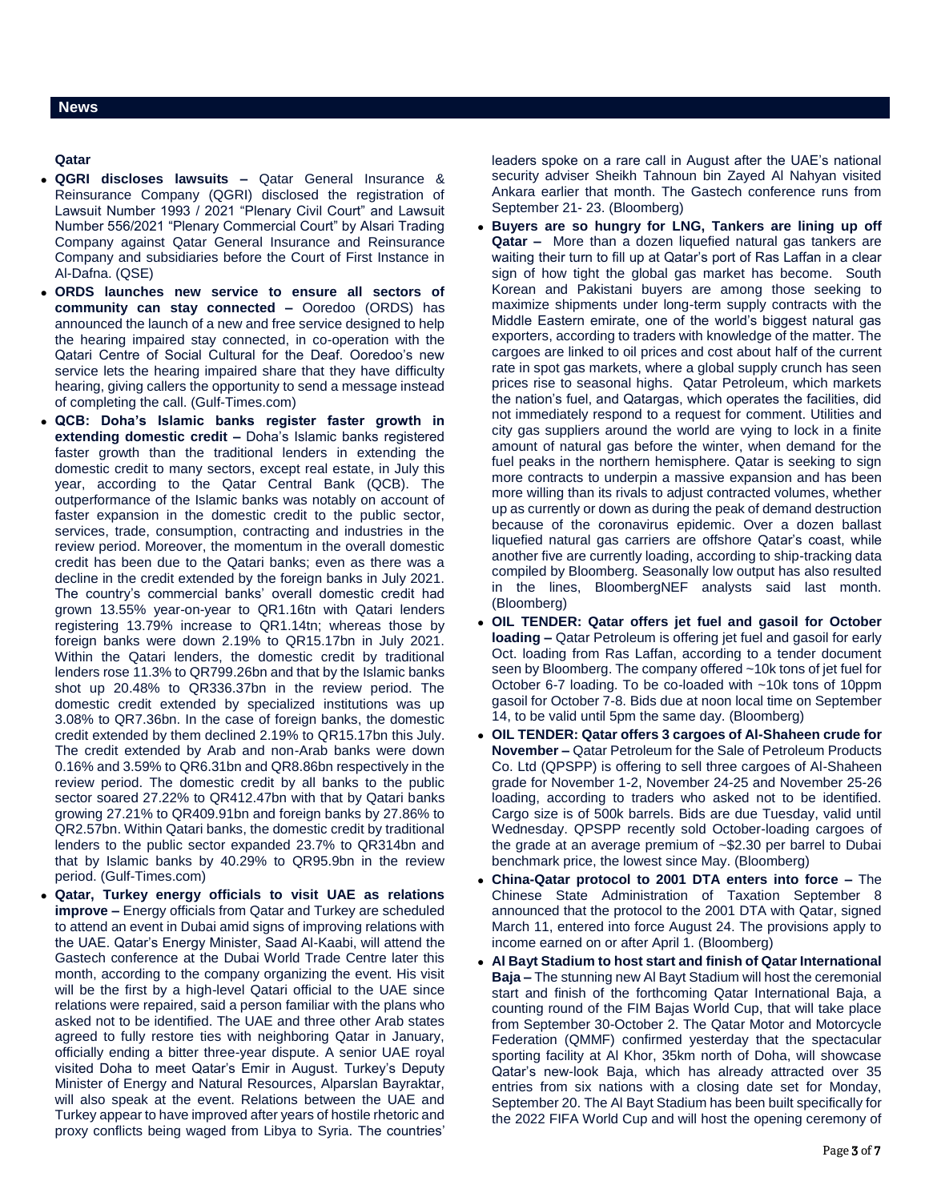## News

### Qatar

- **QGRI discloses lawsuits –** Qatar General Insurance & Reinsurance Company (QGRI) disclosed the registration of Lawsuit Number 1993 / 2021 "Plenary Civil Court" and Lawsuit Number 556/2021 "Plenary Commercial Court" by Alsari Trading Company against Qatar General Insurance and Reinsurance Company and subsidiaries before the Court of First Instance in Al-Dafna. (QSE)
- **ORDS launches new service to ensure all sectors of community can stay connected –** Ooredoo (ORDS) has announced the launch of a new and free service designed to help the hearing impaired stay connected, in co-operation with the Qatari Centre of Social Cultural for the Deaf. Ooredoo's new service lets the hearing impaired share that they have difficulty hearing, giving callers the opportunity to send a message instead of completing the call. (Gulf-Times.com)
- **QCB: Doha's Islamic banks register faster growth in extending domestic credit –** Doha's Islamic banks registered faster growth than the traditional lenders in extending the domestic credit to many sectors, except real estate, in July this year, according to the Qatar Central Bank (QCB). The outperformance of the Islamic banks was notably on account of faster expansion in the domestic credit to the public sector, services, trade, consumption, contracting and industries in the review period. Moreover, the momentum in the overall domestic credit has been due to the Qatari banks; even as there was a decline in the credit extended by the foreign banks in July 2021. The country's commercial banks' overall domestic credit had grown 13.55% year-on-year to QR1.16tn with Qatari lenders registering 13.79% increase to QR1.14tn; whereas those by foreign banks were down 2.19% to QR15.17bn in July 2021. Within the Qatari lenders, the domestic credit by traditional lenders rose 11.3% to QR799.26bn and that by the Islamic banks shot up 20.48% to QR336.37bn in the review period. The domestic credit extended by specialized institutions was up 3.08% to QR7.36bn. In the case of foreign banks, the domestic credit extended by them declined 2.19% to QR15.17bn this July. The credit extended by Arab and non-Arab banks were down 0.16% and 3.59% to QR6.31bn and QR8.86bn respectively in the review period. The domestic credit by all banks to the public sector soared 27.22% to QR412.47bn with that by Qatari banks growing 27.21% to QR409.91bn and foreign banks by 27.86% to QR2.57bn. Within Qatari banks, the domestic credit by traditional lenders to the public sector expanded 23.7% to QR314bn and that by Islamic banks by 40.29% to QR95.9bn in the review period. (Gulf-Times.com)
- **Qatar, Turkey energy officials to visit UAE as relations improve –** Energy officials from Qatar and Turkey are scheduled to attend an event in Dubai amid signs of improving relations with the UAE. Qatar's Energy Minister, Saad Al-Kaabi, will attend the Gastech conference at the Dubai World Trade Centre later this month, according to the company organizing the event. His visit will be the first by a high-level Qatari official to the UAE since relations were repaired, said a person familiar with the plans who asked not to be identified. The UAE and three other Arab states agreed to fully restore ties with neighboring Qatar in January, officially ending a bitter three-year dispute. A senior UAE royal visited Doha to meet Qatar's Emir in August. Turkey's Deputy Minister of Energy and Natural Resources, Alparslan Bayraktar, will also speak at the event. Relations between the UAE and Turkey appear to have improved after years of hostile rhetoric and proxy conflicts being waged from Libya to Syria. The countries' leaders spoke on a rare call in August after the UAE's national security adviser Sheikh Tahnoun bin Zayed Al Nahyan visited Ankara earlier that month. The Gastech conference runs from September 21- 23. (Bloomberg)
- **Buyers are so hungry for LNG, Tankers are lining up off Qatar –** More than a dozen liquefied natural gas tankers are waiting their turn to fill up at Qatar's port of Ras Laffan in a clear sign of how tight the global gas market has become. South Korean and Pakistani buyers are among those seeking to maximize shipments under long-term supply contracts with the Middle Eastern emirate, one of the world's biggest natural gas exporters, according to traders with knowledge of the matter. The cargoes are linked to oil prices and cost about half of the current rate in spot gas markets, where a global supply crunch has seen prices rise to seasonal highs. Qatar Petroleum, which markets the nation's fuel, and Qatargas, which operates the facilities, did not immediately respond to a request for comment. Utilities and city gas suppliers around the world are vying to lock in a finite amount of natural gas before the winter, when demand for the fuel peaks in the northern hemisphere. Qatar is seeking to sign more contracts to underpin a massive expansion and has been more willing than its rivals to adjust contracted volumes, whether up as currently or down as during the peak of demand destruction because of the coronavirus epidemic. Over a dozen ballast liquefied natural gas carriers are offshore Qatar's coast, while another five are currently loading, according to ship-tracking data compiled by Bloomberg. Seasonally low output has also resulted in the lines, BloombergNEF analysts said last month. (Bloomberg)
- **OIL TENDER: Qatar offers jet fuel and gasoil for October loading –** Qatar Petroleum is offering jet fuel and gasoil for early Oct. loading from Ras Laffan, according to a tender document seen by Bloomberg. The company offered ~10k tons of jet fuel for October 6-7 loading. To be co-loaded with ~10k tons of 10ppm gasoil for October 7-8. Bids due at noon local time on September 14, to be valid until 5pm the same day. (Bloomberg)
- **OIL TENDER: Qatar offers 3 cargoes of Al-Shaheen crude for November –** Qatar Petroleum for the Sale of Petroleum Products Co. Ltd (QPSPP) is offering to sell three cargoes of Al-Shaheen grade for November 1-2, November 24-25 and November 25-26 loading, according to traders who asked not to be identified. Cargo size is of 500k barrels. Bids are due Tuesday, valid until Wednesday. QPSPP recently sold October-loading cargoes of the grade at an average premium of ~$2.30 per barrel to Dubai benchmark price, the lowest since May. (Bloomberg)
- **China-Qatar protocol to 2001 DTA enters into force –** The Chinese State Administration of Taxation September 8 announced that the protocol to the 2001 DTA with Qatar, signed March 11, entered into force August 24. The provisions apply to income earned on or after April 1. (Bloomberg)
- **Al Bayt Stadium to host start and finish of Qatar International Baja –** The stunning new Al Bayt Stadium will host the ceremonial start and finish of the forthcoming Qatar International Baja, a counting round of the FIM Bajas World Cup, that will take place from September 30-October 2. The Qatar Motor and Motorcycle Federation (QMMF) confirmed yesterday that the spectacular sporting facility at Al Khor, 35km north of Doha, will showcase Qatar's new-look Baja, which has already attracted over 35 entries from six nations with a closing date set for Monday, September 20. The Al Bayt Stadium has been built specifically for the 2022 FIFA World Cup and will host the opening ceremony of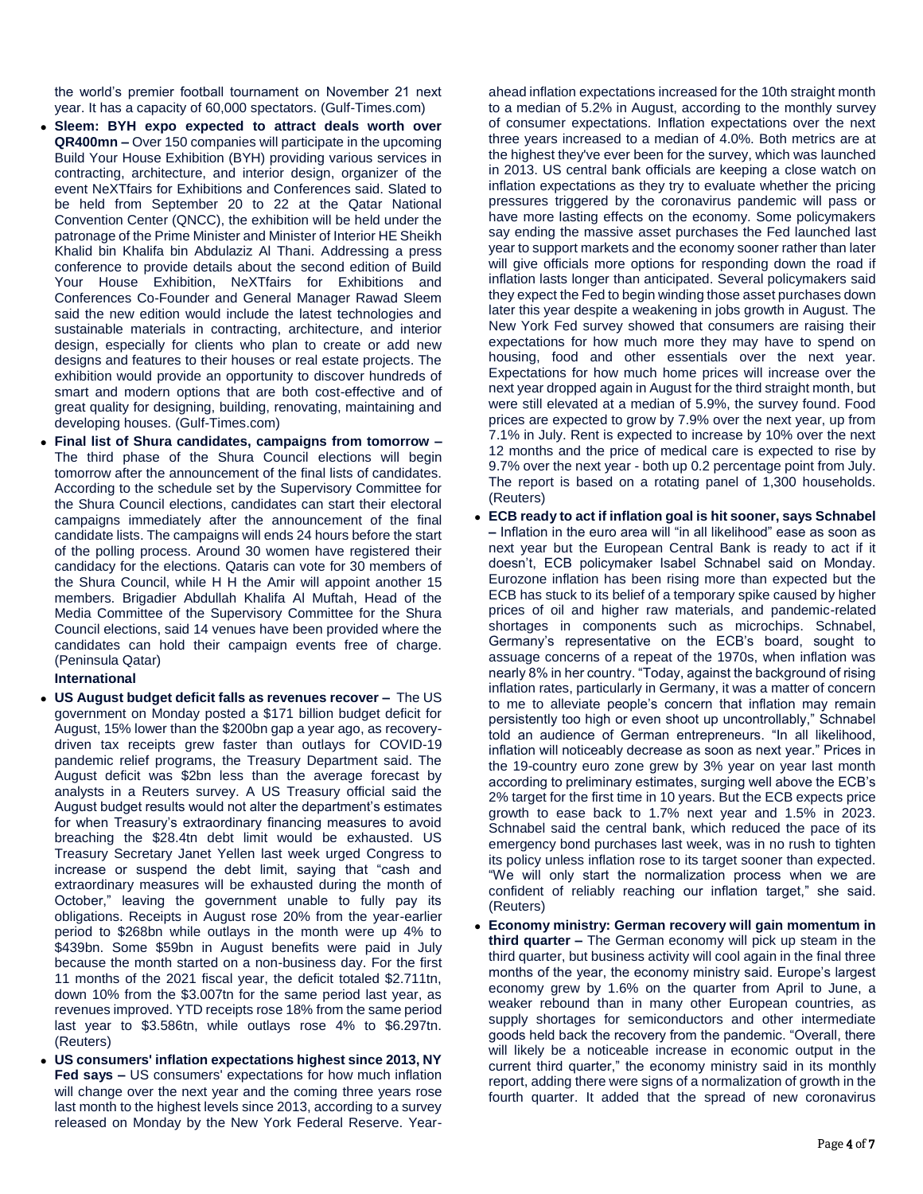the world's premier football tournament on November 21 next year. It has a capacity of 60,000 spectators. (Gulf-Times.com)

- **Sleem: BYH expo expected to attract deals worth over QR400mn –** Over 150 companies will participate in the upcoming Build Your House Exhibition (BYH) providing various services in contracting, architecture, and interior design, organizer of the event NeXTfairs for Exhibitions and Conferences said. Slated to be held from September 20 to 22 at the Qatar National Convention Center (QNCC), the exhibition will be held under the patronage of the Prime Minister and Minister of Interior HE Sheikh Khalid bin Khalifa bin Abdulaziz Al Thani. Addressing a press conference to provide details about the second edition of Build Your House Exhibition, NeXTfairs for Exhibitions and Conferences Co-Founder and General Manager Rawad Sleem said the new edition would include the latest technologies and sustainable materials in contracting, architecture, and interior design, especially for clients who plan to create or add new designs and features to their houses or real estate projects. The exhibition would provide an opportunity to discover hundreds of smart and modern options that are both cost-effective and of great quality for designing, building, renovating, maintaining and developing houses. (Gulf-Times.com)
- **Final list of Shura candidates, campaigns from tomorrow –** The third phase of the Shura Council elections will begin tomorrow after the announcement of the final lists of candidates. According to the schedule set by the Supervisory Committee for the Shura Council elections, candidates can start their electoral campaigns immediately after the announcement of the final candidate lists. The campaigns will ends 24 hours before the start of the polling process. Around 30 women have registered their candidacy for the elections. Qataris can vote for 30 members of the Shura Council, while H H the Amir will appoint another 15 members. Brigadier Abdullah Khalifa Al Muftah, Head of the Media Committee of the Supervisory Committee for the Shura Council elections, said 14 venues have been provided where the candidates can hold their campaign events free of charge. (Peninsula Qatar)

**International**

- **US August budget deficit falls as revenues recover –** The US government on Monday posted a $171 billion budget deficit for August, 15% lower than the $200bn gap a year ago, as recovery-driven tax receipts grew faster than outlays for COVID-19 pandemic relief programs, the Treasury Department said. The August deficit was $2bn less than the average forecast by analysts in a Reuters survey. A US Treasury official said the August budget results would not alter the department's estimates for when Treasury's extraordinary financing measures to avoid breaching the $28.4tn debt limit would be exhausted. US Treasury Secretary Janet Yellen last week urged Congress to increase or suspend the debt limit, saying that "cash and extraordinary measures will be exhausted during the month of October," leaving the government unable to fully pay its obligations. Receipts in August rose 20% from the year-earlier period to $268bn while outlays in the month were up 4% to $439bn. Some $59bn in August benefits were paid in July because the month started on a non-business day. For the first 11 months of the 2021 fiscal year, the deficit totaled $2.711tn, down 10% from the $3.007tn for the same period last year, as revenues improved. YTD receipts rose 18% from the same period last year to $3.586tn, while outlays rose 4% to $6.297tn. (Reuters)
- **US consumers' inflation expectations highest since 2013, NY Fed says –** US consumers' expectations for how much inflation will change over the next year and the coming three years rose last month to the highest levels since 2013, according to a survey released on Monday by the New York Federal Reserve. Year-ahead inflation expectations increased for the 10th straight month to a median of 5.2% in August, according to the monthly survey of consumer expectations. Inflation expectations over the next three years increased to a median of 4.0%. Both metrics are at the highest they've ever been for the survey, which was launched in 2013. US central bank officials are keeping a close watch on inflation expectations as they try to evaluate whether the pricing pressures triggered by the coronavirus pandemic will pass or have more lasting effects on the economy. Some policymakers say ending the massive asset purchases the Fed launched last year to support markets and the economy sooner rather than later will give officials more options for responding down the road if inflation lasts longer than anticipated. Several policymakers said they expect the Fed to begin winding those asset purchases down later this year despite a weakening in jobs growth in August. The New York Fed survey showed that consumers are raising their expectations for how much more they may have to spend on housing, food and other essentials over the next year. Expectations for how much home prices will increase over the next year dropped again in August for the third straight month, but were still elevated at a median of 5.9%, the survey found. Food prices are expected to grow by 7.9% over the next year, up from 7.1% in July. Rent is expected to increase by 10% over the next 12 months and the price of medical care is expected to rise by 9.7% over the next year - both up 0.2 percentage point from July. The report is based on a rotating panel of 1,300 households. (Reuters)
- **ECB ready to act if inflation goal is hit sooner, says Schnabel –** Inflation in the euro area will "in all likelihood" ease as soon as next year but the European Central Bank is ready to act if it doesn't, ECB policymaker Isabel Schnabel said on Monday. Eurozone inflation has been rising more than expected but the ECB has stuck to its belief of a temporary spike caused by higher prices of oil and higher raw materials, and pandemic-related shortages in components such as microchips. Schnabel, Germany's representative on the ECB's board, sought to assuage concerns of a repeat of the 1970s, when inflation was nearly 8% in her country. "Today, against the background of rising inflation rates, particularly in Germany, it was a matter of concern to me to alleviate people's concern that inflation may remain persistently too high or even shoot up uncontrollably," Schnabel told an audience of German entrepreneurs. "In all likelihood, inflation will noticeably decrease as soon as next year." Prices in the 19-country euro zone grew by 3% year on year last month according to preliminary estimates, surging well above the ECB's 2% target for the first time in 10 years. But the ECB expects price growth to ease back to 1.7% next year and 1.5% in 2023. Schnabel said the central bank, which reduced the pace of its emergency bond purchases last week, was in no rush to tighten its policy unless inflation rose to its target sooner than expected. "We will only start the normalization process when we are confident of reliably reaching our inflation target," she said. (Reuters)
- **Economy ministry: German recovery will gain momentum in third quarter –** The German economy will pick up steam in the third quarter, but business activity will cool again in the final three months of the year, the economy ministry said. Europe's largest economy grew by 1.6% on the quarter from April to June, a weaker rebound than in many other European countries, as supply shortages for semiconductors and other intermediate goods held back the recovery from the pandemic. "Overall, there will likely be a noticeable increase in economic output in the current third quarter," the economy ministry said in its monthly report, adding there were signs of a normalization of growth in the fourth quarter. It added that the spread of new coronavirus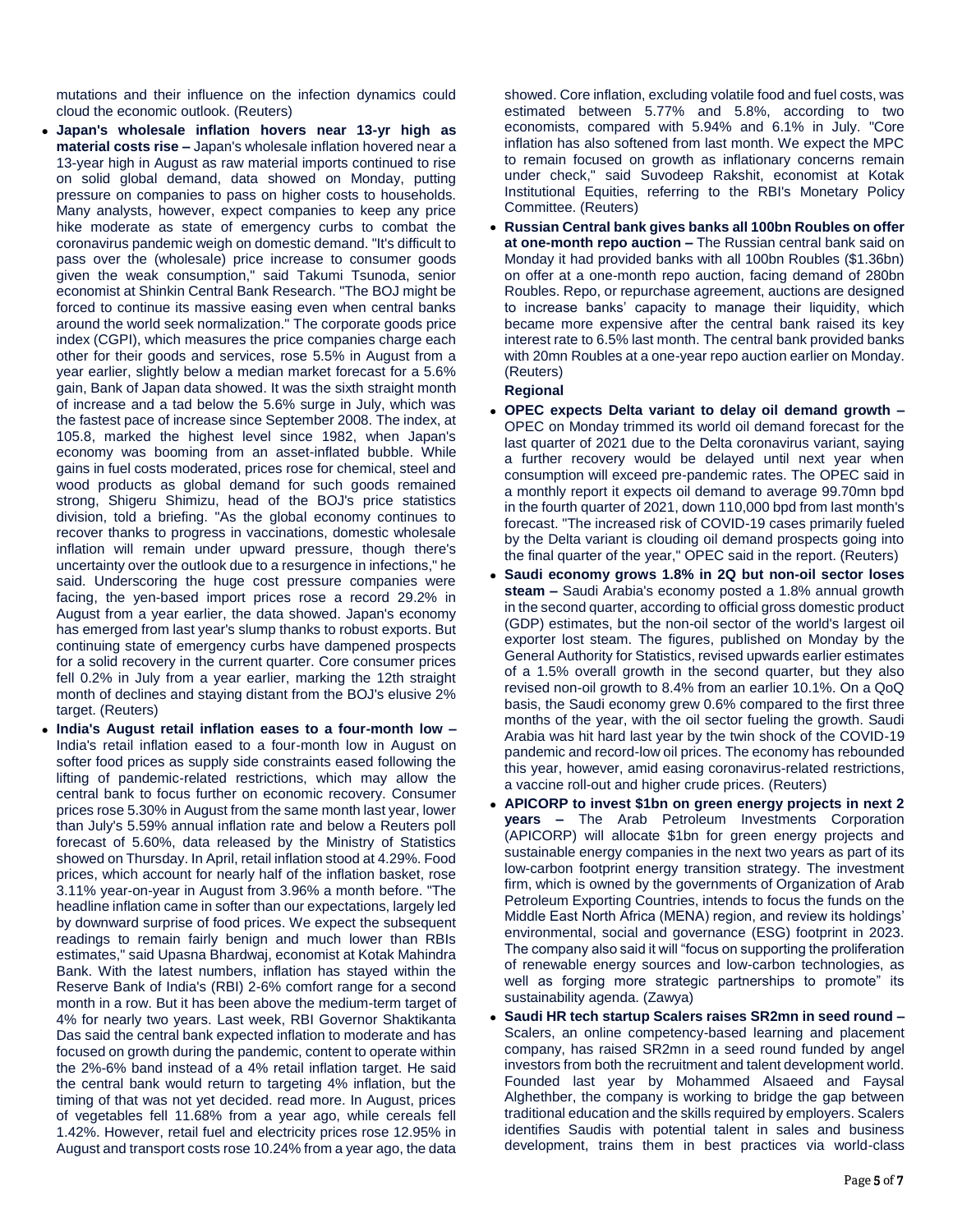mutations and their influence on the infection dynamics could cloud the economic outlook. (Reuters)

- **Japan's wholesale inflation hovers near 13-yr high as material costs rise –** Japan's wholesale inflation hovered near a 13-year high in August as raw material imports continued to rise on solid global demand, data showed on Monday, putting pressure on companies to pass on higher costs to households. Many analysts, however, expect companies to keep any price hike moderate as state of emergency curbs to combat the coronavirus pandemic weigh on domestic demand. "It's difficult to pass over the (wholesale) price increase to consumer goods given the weak consumption," said Takumi Tsunoda, senior economist at Shinkin Central Bank Research. "The BOJ might be forced to continue its massive easing even when central banks around the world seek normalization." The corporate goods price index (CGPI), which measures the price companies charge each other for their goods and services, rose 5.5% in August from a year earlier, slightly below a median market forecast for a 5.6% gain, Bank of Japan data showed. It was the sixth straight month of increase and a tad below the 5.6% surge in July, which was the fastest pace of increase since September 2008. The index, at 105.8, marked the highest level since 1982, when Japan's economy was booming from an asset-inflated bubble. While gains in fuel costs moderated, prices rose for chemical, steel and wood products as global demand for such goods remained strong, Shigeru Shimizu, head of the BOJ's price statistics division, told a briefing. "As the global economy continues to recover thanks to progress in vaccinations, domestic wholesale inflation will remain under upward pressure, though there's uncertainty over the outlook due to a resurgence in infections," he said. Underscoring the huge cost pressure companies were facing, the yen-based import prices rose a record 29.2% in August from a year earlier, the data showed. Japan's economy has emerged from last year's slump thanks to robust exports. But continuing state of emergency curbs have dampened prospects for a solid recovery in the current quarter. Core consumer prices fell 0.2% in July from a year earlier, marking the 12th straight month of declines and staying distant from the BOJ's elusive 2% target. (Reuters)
- **India's August retail inflation eases to a four-month low –** India's retail inflation eased to a four-month low in August on softer food prices as supply side constraints eased following the lifting of pandemic-related restrictions, which may allow the central bank to focus further on economic recovery. Consumer prices rose 5.30% in August from the same month last year, lower than July's 5.59% annual inflation rate and below a Reuters poll forecast of 5.60%, data released by the Ministry of Statistics showed on Thursday. In April, retail inflation stood at 4.29%. Food prices, which account for nearly half of the inflation basket, rose 3.11% year-on-year in August from 3.96% a month before. "The headline inflation came in softer than our expectations, largely led by downward surprise of food prices. We expect the subsequent readings to remain fairly benign and much lower than RBIs estimates," said Upasna Bhardwaj, economist at Kotak Mahindra Bank. With the latest numbers, inflation has stayed within the Reserve Bank of India's (RBI) 2-6% comfort range for a second month in a row. But it has been above the medium-term target of 4% for nearly two years. Last week, RBI Governor Shaktikanta Das said the central bank expected inflation to moderate and has focused on growth during the pandemic, content to operate within the 2%-6% band instead of a 4% retail inflation target. He said the central bank would return to targeting 4% inflation, but the timing of that was not yet decided. read more. In August, prices of vegetables fell 11.68% from a year ago, while cereals fell 1.42%. However, retail fuel and electricity prices rose 12.95% in August and transport costs rose 10.24% from a year ago, the data showed. Core inflation, excluding volatile food and fuel costs, was estimated between 5.77% and 5.8%, according to two economists, compared with 5.94% and 6.1% in July. "Core inflation has also softened from last month. We expect the MPC to remain focused on growth as inflationary concerns remain under check," said Suvodeep Rakshit, economist at Kotak Institutional Equities, referring to the RBI's Monetary Policy Committee. (Reuters)
- **Russian Central bank gives banks all 100bn Roubles on offer at one-month repo auction –** The Russian central bank said on Monday it had provided banks with all 100bn Roubles ($1.36bn) on offer at a one-month repo auction, facing demand of 280bn Roubles. Repo, or repurchase agreement, auctions are designed to increase banks' capacity to manage their liquidity, which became more expensive after the central bank raised its key interest rate to 6.5% last month. The central bank provided banks with 20mn Roubles at a one-year repo auction earlier on Monday. (Reuters)

**Regional**

- **OPEC expects Delta variant to delay oil demand growth –** OPEC on Monday trimmed its world oil demand forecast for the last quarter of 2021 due to the Delta coronavirus variant, saying a further recovery would be delayed until next year when consumption will exceed pre-pandemic rates. The OPEC said in a monthly report it expects oil demand to average 99.70mn bpd in the fourth quarter of 2021, down 110,000 bpd from last month's forecast. "The increased risk of COVID-19 cases primarily fueled by the Delta variant is clouding oil demand prospects going into the final quarter of the year," OPEC said in the report. (Reuters)
- **Saudi economy grows 1.8% in 2Q but non-oil sector loses steam –** Saudi Arabia's economy posted a 1.8% annual growth in the second quarter, according to official gross domestic product (GDP) estimates, but the non-oil sector of the world's largest oil exporter lost steam. The figures, published on Monday by the General Authority for Statistics, revised upwards earlier estimates of a 1.5% overall growth in the second quarter, but they also revised non-oil growth to 8.4% from an earlier 10.1%. On a QoQ basis, the Saudi economy grew 0.6% compared to the first three months of the year, with the oil sector fueling the growth. Saudi Arabia was hit hard last year by the twin shock of the COVID-19 pandemic and record-low oil prices. The economy has rebounded this year, however, amid easing coronavirus-related restrictions, a vaccine roll-out and higher crude prices. (Reuters)
- **APICORP to invest $1bn on green energy projects in next 2 years –** The Arab Petroleum Investments Corporation (APICORP) will allocate $1bn for green energy projects and sustainable energy companies in the next two years as part of its low-carbon footprint energy transition strategy. The investment firm, which is owned by the governments of Organization of Arab Petroleum Exporting Countries, intends to focus the funds on the Middle East North Africa (MENA) region, and review its holdings' environmental, social and governance (ESG) footprint in 2023. The company also said it will "focus on supporting the proliferation of renewable energy sources and low-carbon technologies, as well as forging more strategic partnerships to promote" its sustainability agenda. (Zawya)
- **Saudi HR tech startup Scalers raises SR2mn in seed round –** Scalers, an online competency-based learning and placement company, has raised SR2mn in a seed round funded by angel investors from both the recruitment and talent development world. Founded last year by Mohammed Alsaeed and Faysal Alghethber, the company is working to bridge the gap between traditional education and the skills required by employers. Scalers identifies Saudis with potential talent in sales and business development, trains them in best practices via world-class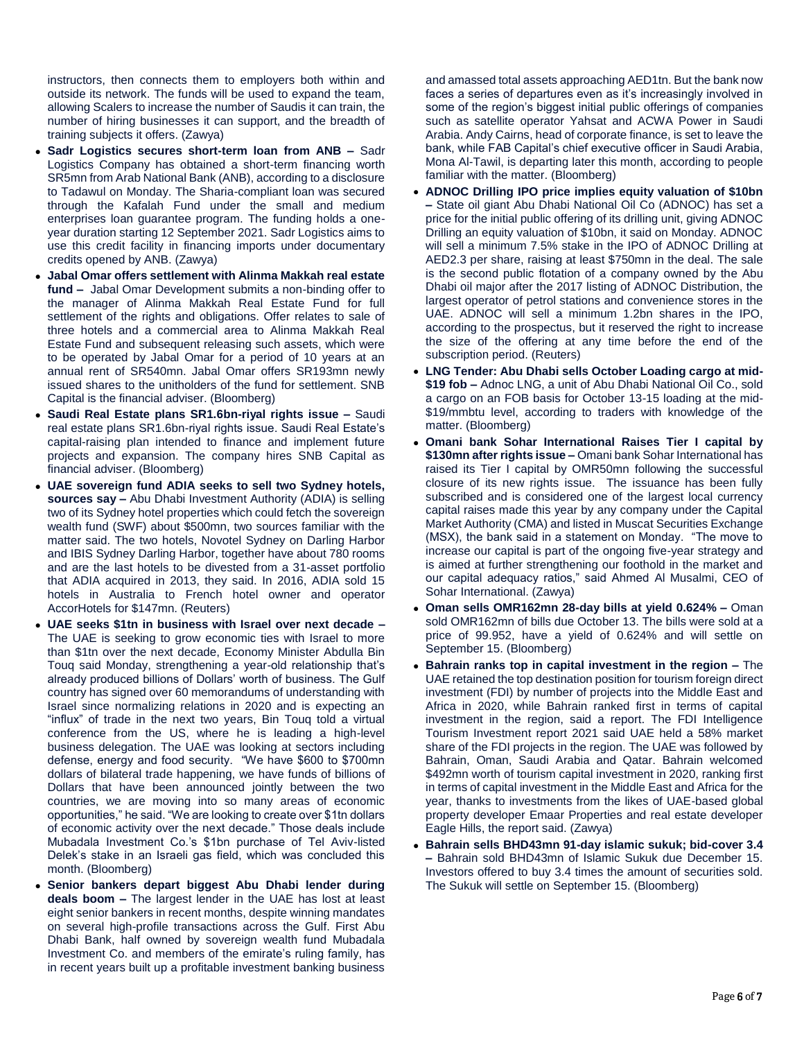instructors, then connects them to employers both within and outside its network. The funds will be used to expand the team, allowing Scalers to increase the number of Saudis it can train, the number of hiring businesses it can support, and the breadth of training subjects it offers. (Zawya)

- **Sadr Logistics secures short-term loan from ANB –** Sadr Logistics Company has obtained a short-term financing worth SR5mn from Arab National Bank (ANB), according to a disclosure to Tadawul on Monday. The Sharia-compliant loan was secured through the Kafalah Fund under the small and medium enterprises loan guarantee program. The funding holds a one-year duration starting 12 September 2021. Sadr Logistics aims to use this credit facility in financing imports under documentary credits opened by ANB. (Zawya)
- **Jabal Omar offers settlement with Alinma Makkah real estate fund –** Jabal Omar Development submits a non-binding offer to the manager of Alinma Makkah Real Estate Fund for full settlement of the rights and obligations. Offer relates to sale of three hotels and a commercial area to Alinma Makkah Real Estate Fund and subsequent releasing such assets, which were to be operated by Jabal Omar for a period of 10 years at an annual rent of SR540mn. Jabal Omar offers SR193mn newly issued shares to the unitholders of the fund for settlement. SNB Capital is the financial adviser. (Bloomberg)
- **Saudi Real Estate plans SR1.6bn-riyal rights issue –** Saudi real estate plans SR1.6bn-riyal rights issue. Saudi Real Estate's capital-raising plan intended to finance and implement future projects and expansion. The company hires SNB Capital as financial adviser. (Bloomberg)
- **UAE sovereign fund ADIA seeks to sell two Sydney hotels, sources say –** Abu Dhabi Investment Authority (ADIA) is selling two of its Sydney hotel properties which could fetch the sovereign wealth fund (SWF) about $500mn, two sources familiar with the matter said. The two hotels, Novotel Sydney on Darling Harbor and IBIS Sydney Darling Harbor, together have about 780 rooms and are the last hotels to be divested from a 31-asset portfolio that ADIA acquired in 2013, they said. In 2016, ADIA sold 15 hotels in Australia to French hotel owner and operator AccorHotels for $147mn. (Reuters)
- **UAE seeks $1tn in business with Israel over next decade –** The UAE is seeking to grow economic ties with Israel to more than $1tn over the next decade, Economy Minister Abdulla Bin Touq said Monday, strengthening a year-old relationship that's already produced billions of Dollars' worth of business. The Gulf country has signed over 60 memorandums of understanding with Israel since normalizing relations in 2020 and is expecting an "influx" of trade in the next two years, Bin Touq told a virtual conference from the US, where he is leading a high-level business delegation. The UAE was looking at sectors including defense, energy and food security. "We have $600 to $700mn dollars of bilateral trade happening, we have funds of billions of Dollars that have been announced jointly between the two countries, we are moving into so many areas of economic opportunities," he said. "We are looking to create over $1tn dollars of economic activity over the next decade." Those deals include Mubadala Investment Co.'s $1bn purchase of Tel Aviv-listed Delek's stake in an Israeli gas field, which was concluded this month. (Bloomberg)
- **Senior bankers depart biggest Abu Dhabi lender during deals boom –** The largest lender in the UAE has lost at least eight senior bankers in recent months, despite winning mandates on several high-profile transactions across the Gulf. First Abu Dhabi Bank, half owned by sovereign wealth fund Mubadala Investment Co. and members of the emirate's ruling family, has in recent years built up a profitable investment banking business and amassed total assets approaching AED1tn. But the bank now faces a series of departures even as it's increasingly involved in some of the region's biggest initial public offerings of companies such as satellite operator Yahsat and ACWA Power in Saudi Arabia. Andy Cairns, head of corporate finance, is set to leave the bank, while FAB Capital's chief executive officer in Saudi Arabia, Mona Al-Tawil, is departing later this month, according to people familiar with the matter. (Bloomberg)
- **ADNOC Drilling IPO price implies equity valuation of $10bn –** State oil giant Abu Dhabi National Oil Co (ADNOC) has set a price for the initial public offering of its drilling unit, giving ADNOC Drilling an equity valuation of $10bn, it said on Monday. ADNOC will sell a minimum 7.5% stake in the IPO of ADNOC Drilling at AED2.3 per share, raising at least $750mn in the deal. The sale is the second public flotation of a company owned by the Abu Dhabi oil major after the 2017 listing of ADNOC Distribution, the largest operator of petrol stations and convenience stores in the UAE. ADNOC will sell a minimum 1.2bn shares in the IPO, according to the prospectus, but it reserved the right to increase the size of the offering at any time before the end of the subscription period. (Reuters)
- **LNG Tender: Abu Dhabi sells October Loading cargo at mid-$19 fob –** Adnoc LNG, a unit of Abu Dhabi National Oil Co., sold a cargo on an FOB basis for October 13-15 loading at the mid-$19/mmbtu level, according to traders with knowledge of the matter. (Bloomberg)
- **Omani bank Sohar International Raises Tier I capital by $130mn after rights issue –** Omani bank Sohar International has raised its Tier I capital by OMR50mn following the successful closure of its new rights issue. The issuance has been fully subscribed and is considered one of the largest local currency capital raises made this year by any company under the Capital Market Authority (CMA) and listed in Muscat Securities Exchange (MSX), the bank said in a statement on Monday. "The move to increase our capital is part of the ongoing five-year strategy and is aimed at further strengthening our foothold in the market and our capital adequacy ratios," said Ahmed Al Musalmi, CEO of Sohar International. (Zawya)
- **Oman sells OMR162mn 28-day bills at yield 0.624% –** Oman sold OMR162mn of bills due October 13. The bills were sold at a price of 99.952, have a yield of 0.624% and will settle on September 15. (Bloomberg)
- **Bahrain ranks top in capital investment in the region –** The UAE retained the top destination position for tourism foreign direct investment (FDI) by number of projects into the Middle East and Africa in 2020, while Bahrain ranked first in terms of capital investment in the region, said a report. The FDI Intelligence Tourism Investment report 2021 said UAE held a 58% market share of the FDI projects in the region. The UAE was followed by Bahrain, Oman, Saudi Arabia and Qatar. Bahrain welcomed $492mn worth of tourism capital investment in 2020, ranking first in terms of capital investment in the Middle East and Africa for the year, thanks to investments from the likes of UAE-based global property developer Emaar Properties and real estate developer Eagle Hills, the report said. (Zawya)
- **Bahrain sells BHD43mn 91-day islamic sukuk; bid-cover 3.4 –** Bahrain sold BHD43mn of Islamic Sukuk due December 15. Investors offered to buy 3.4 times the amount of securities sold. The Sukuk will settle on September 15. (Bloomberg)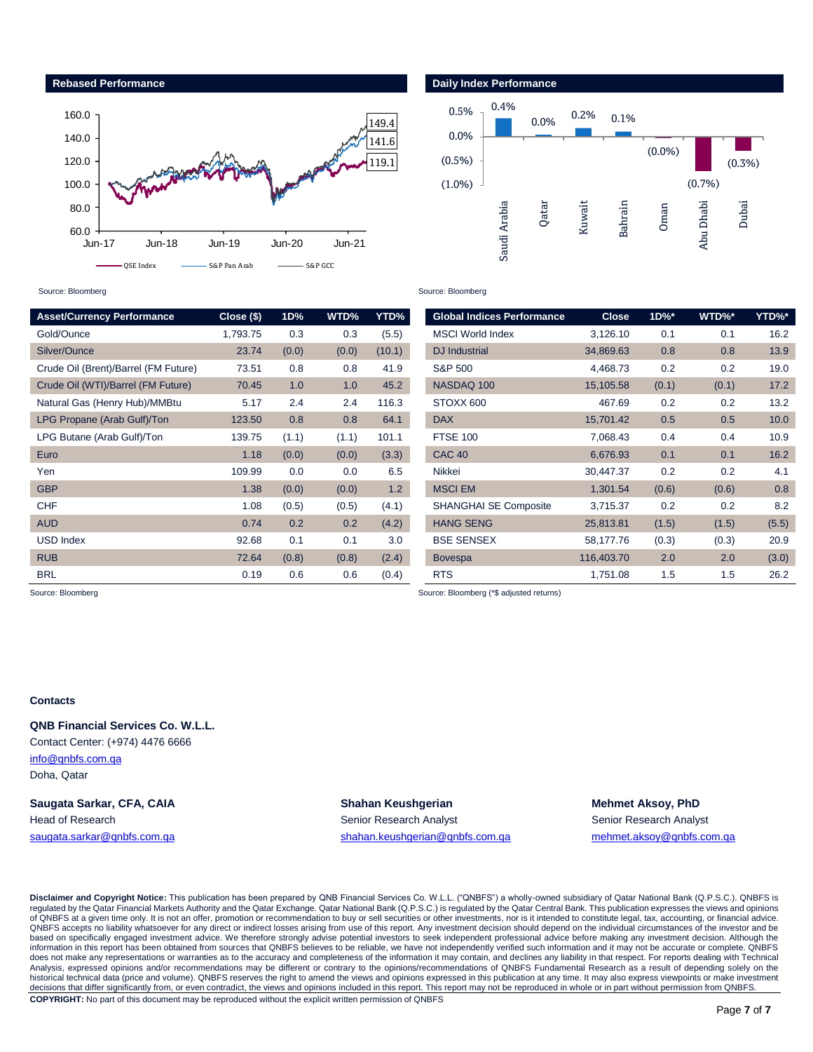**Rebased Performance**

160.0
140.0
120.0
100.0
80.0
60.0
Jun-17
Jun-18
Jun-19
Jun-20
Jun-21
149.4
141.6
119.1
QSE Index
S&P Pan Arab
S&P GCC

Source: Bloomberg

**Daily Index Performance**

0.5%
0.0%
(0.5%)
(1.0%)
0.4%
0.0%
0.2%
0.1%
(0.0%)
(0.7%)
(0.3%)
Saudi Arabia
Qatar
Kuwait
Bahrain
Oman
Abu Dhabi
Dubai

Source: Bloomberg

| Asset/Currency Performance | Close ($) | 1D% | WTD% | YTD% |
|---|---|---|---|---|
| Gold/Ounce | 1,793.75 | 0.3 | 0.3 | (5.5) |
| Silver/Ounce | 23.74 | (0.0) | (0.0) | (10.1) |
| Crude Oil (Brent)/Barrel (FM Future) | 73.51 | 0.8 | 0.8 | 41.9 |
| Crude Oil (WTI)/Barrel (FM Future) | 70.45 | 1.0 | 1.0 | 45.2 |
| Natural Gas (Henry Hub)/MMBtu | 5.17 | 2.4 | 2.4 | 116.3 |
| LPG Propane (Arab Gulf)/Ton | 123.50 | 0.8 | 0.8 | 64.1 |
| LPG Butane (Arab Gulf)/Ton | 139.75 | (1.1) | (1.1) | 101.1 |
| Euro | 1.18 | (0.0) | (0.0) | (3.3) |
| Yen | 109.99 | 0.0 | 0.0 | 6.5 |
| GBP | 1.38 | (0.0) | (0.0) | 1.2 |
| CHF | 1.08 | (0.5) | (0.5) | (4.1) |
| AUD | 0.74 | 0.2 | 0.2 | (4.2) |
| USD Index | 92.68 | 0.1 | 0.1 | 3.0 |
| RUB | 72.64 | (0.8) | (0.8) | (2.4) |
| BRL | 0.19 | 0.6 | 0.6 | (0.4) |

Source: Bloomberg

| Global Indices Performance | Close | 1D%* | WTD%* | YTD%* |
|---|---|---|---|---|
| MSCI World Index | 3,126.10 | 0.1 | 0.1 | 16.2 |
| DJ Industrial | 34,869.63 | 0.8 | 0.8 | 13.9 |
| S&P 500 | 4,468.73 | 0.2 | 0.2 | 19.0 |
| NASDAQ 100 | 15,105.58 | (0.1) | (0.1) | 17.2 |
| STOXX 600 | 467.69 | 0.2 | 0.2 | 13.2 |
| DAX | 15,701.42 | 0.5 | 0.5 | 10.0 |
| FTSE 100 | 7,068.43 | 0.4 | 0.4 | 10.9 |
| CAC 40 | 6,676.93 | 0.1 | 0.1 | 16.2 |
| Nikkei | 30,447.37 | 0.2 | 0.2 | 4.1 |
| MSCI EM | 1,301.54 | (0.6) | (0.6) | 0.8 |
| SHANGHAI SE Composite | 3,715.37 | 0.2 | 0.2 | 8.2 |
| HANG SENG | 25,813.81 | (1.5) | (1.5) | (5.5) |
| BSE SENSEX | 58,177.76 | (0.3) | (0.3) | 20.9 |
| Bovespa | 116,403.70 | 2.0 | 2.0 | (3.0) |
| RTS | 1,751.08 | 1.5 | 1.5 | 26.2 |

Source: Bloomberg (*$ adjusted returns)

**Contacts**

**QNB Financial Services Co. W.L.L.**
Contact Center: (+974) 4476 6666
info@qnbfs.com.qa
Doha, Qatar

**Saugata Sarkar, CFA, CAIA**
Head of Research
saugata.sarkar@qnbfs.com.qa

**Shahan Keushgerian**
Senior Research Analyst
shahan.keushgerian@qnbfs.com.qa

**Mehmet Aksoy, PhD**
Senior Research Analyst
mehmet.aksoy@qnbfs.com.qa

**Disclaimer and Copyright Notice:** This publication has been prepared by QNB Financial Services Co. W.L.L. ("QNBFS") a wholly-owned subsidiary of Qatar National Bank (Q.P.S.C.). QNBFS is regulated by the Qatar Financial Markets Authority and the Qatar Exchange. Qatar National Bank (Q.P.S.C.) is regulated by the Qatar Central Bank. This publication expresses the views and opinions of QNBFS at a given time only. It is not an offer, promotion or recommendation to buy or sell securities or other investments, nor is it intended to constitute legal, tax, accounting, or financial advice. QNBFS accepts no liability whatsoever for any direct or indirect losses arising from use of this report. Any investment decision should depend on the individual circumstances of the investor and be based on specifically engaged investment advice. We therefore strongly advise potential investors to seek independent professional advice before making any investment decision. Although the information in this report has been obtained from sources that QNBFS believes to be reliable, we have not independently verified such information and it may not be accurate or complete. QNBFS does not make any representations or warranties as to the accuracy and completeness of the information it may contain, and declines any liability in that respect. For reports dealing with Technical Analysis, expressed opinions and/or recommendations may be different or contrary to the opinions/recommendations of QNBFS Fundamental Research as a result of depending solely on the historical technical data (price and volume). QNBFS reserves the right to amend the views and opinions expressed in this publication at any time. It may also express viewpoints or make investment decisions that differ significantly from, or even contradict, the views and opinions included in this report. This report may not be reproduced in whole or in part without permission from QNBFS.

**COPYRIGHT:** No part of this document may be reproduced without the explicit written permission of QNBFS.